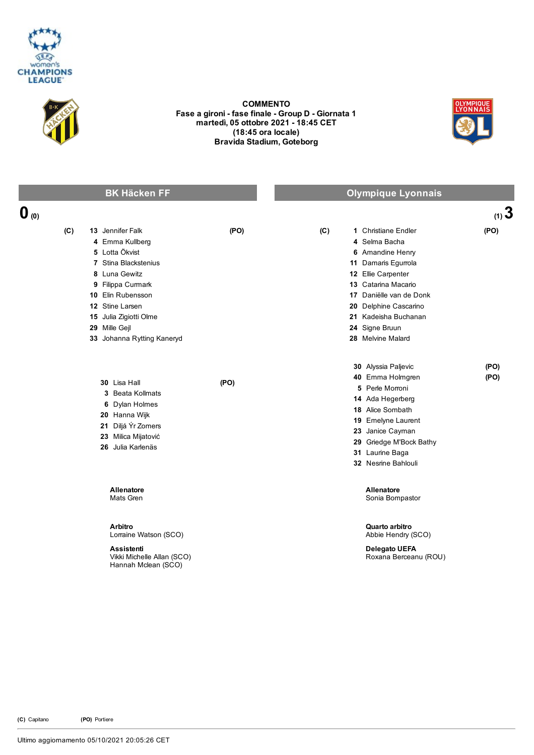**COMMENTO**
**Fase a gironi - fase finale - Group D - Giornata 1**
**martedì, 05 ottobre 2021 - 18:45 CET**
**(18:45 ora locale)**
**Bravida Stadium, Goteborg**

| BK Häcken FF | Olympique Lyonnais |
|---|---|
| **0** (0) | (1) **3** |

## BK Häcken FF

| | # | Nome | |
|---|---|---|---|
| (C) | 13 | Jennifer Falk | (PO) |
| | 4 | Emma Kullberg | |
| | 5 | Lotta Ökvist | |
| | 7 | Stina Blackstenius | |
| | 8 | Luna Gewitz | |
| | 9 | Filippa Curmark | |
| | 10 | Elin Rubensson | |
| | 12 | Stine Larsen | |
| | 15 | Julia Zigiotti Olme | |
| | 29 | Mille Gejl | |
| | 33 | Johanna Rytting Kaneryd | |

| # | Nome | |
|---|---|---|
| 30 | Lisa Hall | (PO) |
| 3 | Beata Kollmats | |
| 6 | Dylan Holmes | |
| 20 | Hanna Wijk | |
| 21 | Diljá Ýr Zomers | |
| 23 | Milica Mijatović | |
| 26 | Julia Karlenäs | |

**Allenatore**
Mats Gren

## Olympique Lyonnais

| | # | Nome | |
|---|---|---|---|
| (C) | 1 | Christiane Endler | (PO) |
| | 4 | Selma Bacha | |
| | 6 | Amandine Henry | |
| | 11 | Damaris Egurrola | |
| | 12 | Ellie Carpenter | |
| | 13 | Catarina Macario | |
| | 17 | Daniëlle van de Donk | |
| | 20 | Delphine Cascarino | |
| | 21 | Kadeisha Buchanan | |
| | 24 | Signe Bruun | |
| | 28 | Melvine Malard | |

| # | Nome | |
|---|---|---|
| 30 | Alyssia Paljevic | (PO) |
| 40 | Emma Holmgren | (PO) |
| 5 | Perle Morroni | |
| 14 | Ada Hegerberg | |
| 18 | Alice Sombath | |
| 19 | Emelyne Laurent | |
| 23 | Janice Cayman | |
| 29 | Griedge M'Bock Bathy | |
| 31 | Laurine Baga | |
| 32 | Nesrine Bahlouli | |

**Allenatore**
Sonia Bompastor

**Arbitro**
Lorraine Watson (SCO)

**Assistenti**
Vikki Michelle Allan (SCO)
Hannah Mclean (SCO)

**Quarto arbitro**
Abbie Hendry (SCO)

**Delegato UEFA**
Roxana Berceanu (ROU)

**(C)** Capitano **(PO)** Portiere

Ultimo aggiornamento 05/10/2021 20:05:26 CET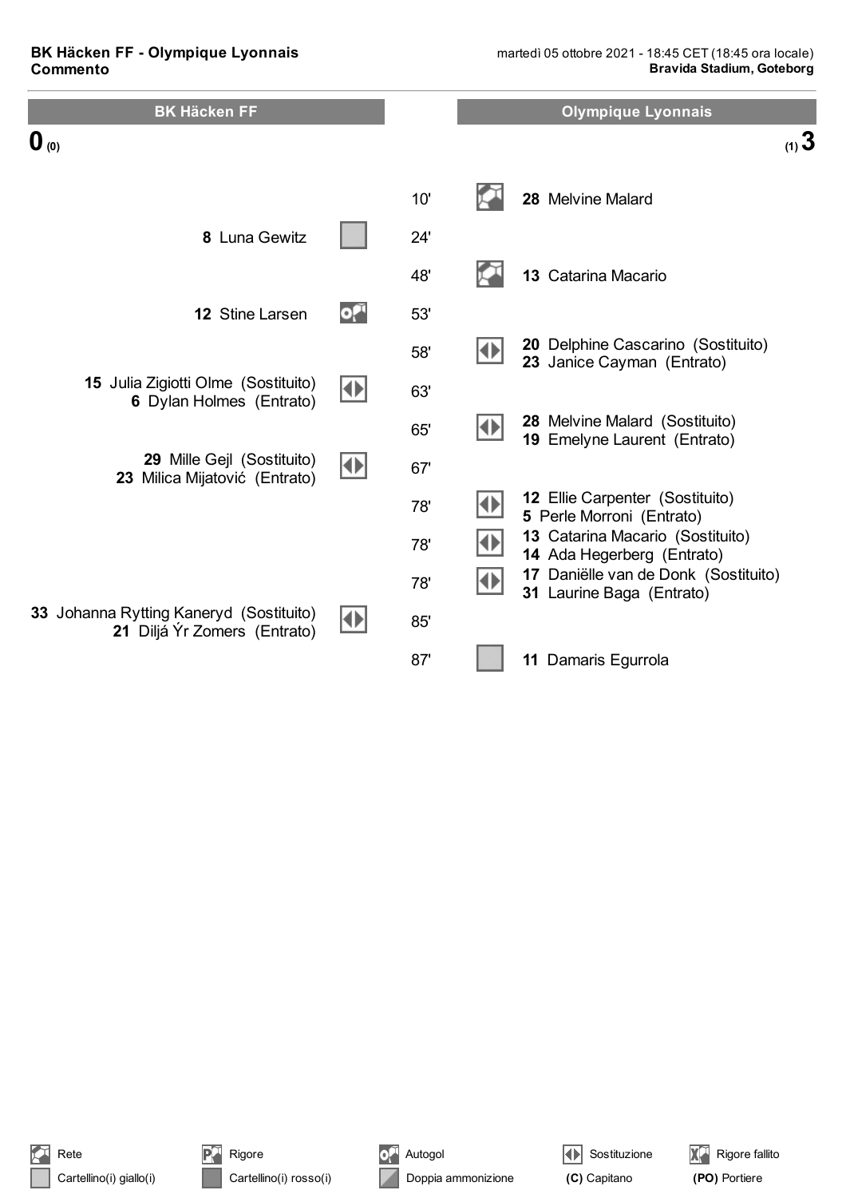**BK Häcken FF - Olympique Lyonnais**
**Commento**

martedì 05 ottobre 2021 - 18:45 CET (18:45 ora locale)
**Bravida Stadium, Goteborg**

| BK Häcken FF | | Minuto | | Olympique Lyonnais |
|---|---|---|---|---|
| **0** (0) | | | | (1) **3** |
| | | 10' | Rete | **28** Melvine Malard |
| **8** Luna Gewitz | Cartellino giallo | 24' | | |
| | | 48' | Rete | **13** Catarina Macario |
| **12** Stine Larsen | Autogol | 53' | | |
| | | 58' | Sostituzione | **20** Delphine Cascarino (Sostituito) **23** Janice Cayman (Entrato) |
| **15** Julia Zigiotti Olme (Sostituito) **6** Dylan Holmes (Entrato) | Sostituzione | 63' | | |
| | | 65' | Sostituzione | **28** Melvine Malard (Sostituito) **19** Emelyne Laurent (Entrato) |
| **29** Mille Gejl (Sostituito) **23** Milica Mijatović (Entrato) | Sostituzione | 67' | | |
| | | 78' | Sostituzione | **12** Ellie Carpenter (Sostituito) **5** Perle Morroni (Entrato) |
| | | 78' | Sostituzione | **13** Catarina Macario (Sostituito) **14** Ada Hegerberg (Entrato) |
| | | 78' | Sostituzione | **17** Daniëlle van de Donk (Sostituito) **31** Laurine Baga (Entrato) |
| **33** Johanna Rytting Kaneryd (Sostituito) **21** Diljá Ýr Zomers (Entrato) | Sostituzione | 85' | | |
| | | 87' | Cartellino giallo | **11** Damaris Egurrola |

Rete | Rigore | Autogol | Sostituzione | Rigore fallito
Cartellino(i) giallo(i) | Cartellino(i) rosso(i) | Doppia ammonizione | **(C)** Capitano | **(PO)** Portiere